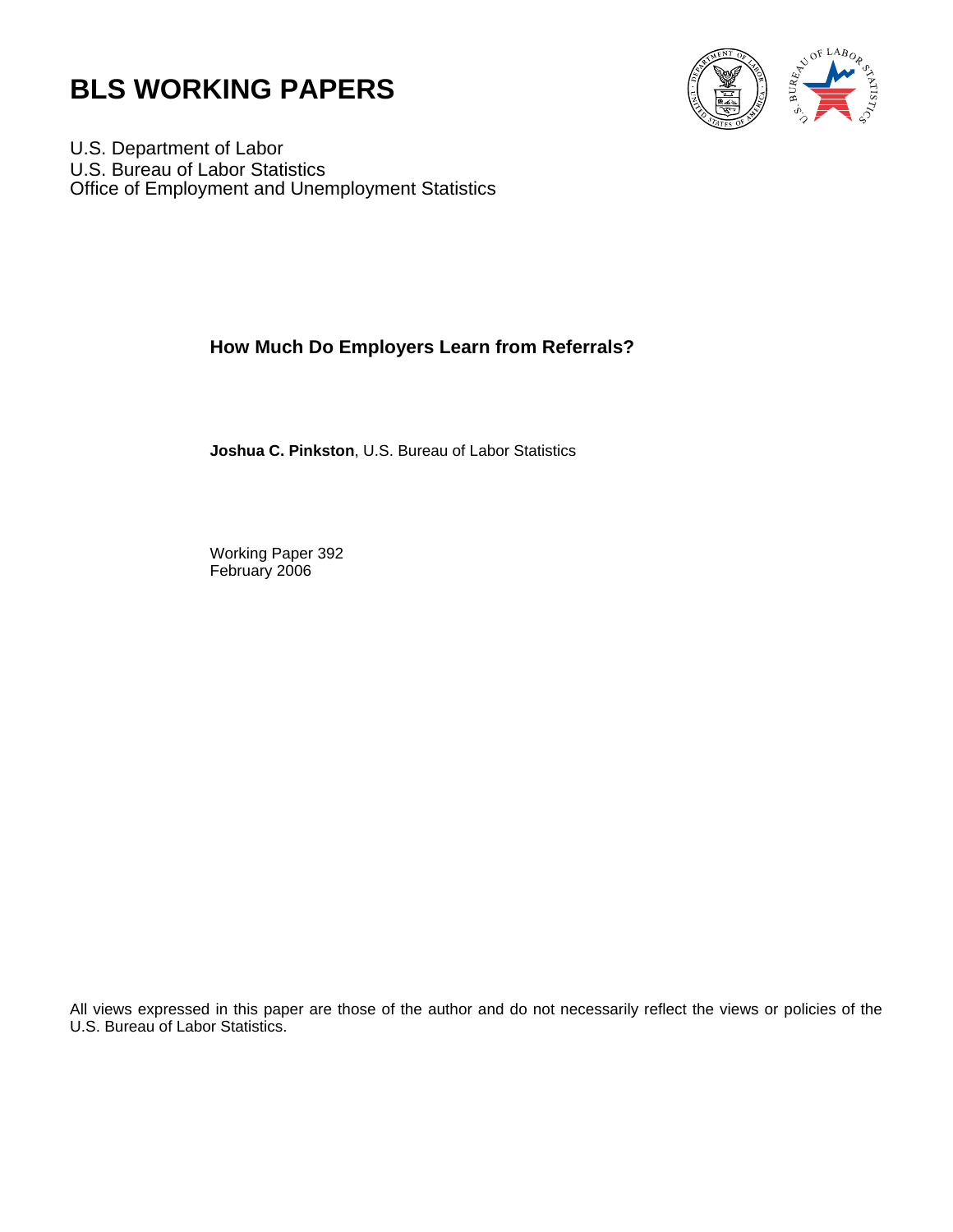# BLS WORKING PAPERS

U.S. Department of Labor
U.S. Bureau of Labor Statistics
Office of Employment and Unemployment Statistics

## How Much Do Employers Learn from Referrals?

**Joshua C. Pinkston**, U.S. Bureau of Labor Statistics

Working Paper 392
February 2006

All views expressed in this paper are those of the author and do not necessarily reflect the views or policies of the U.S. Bureau of Labor Statistics.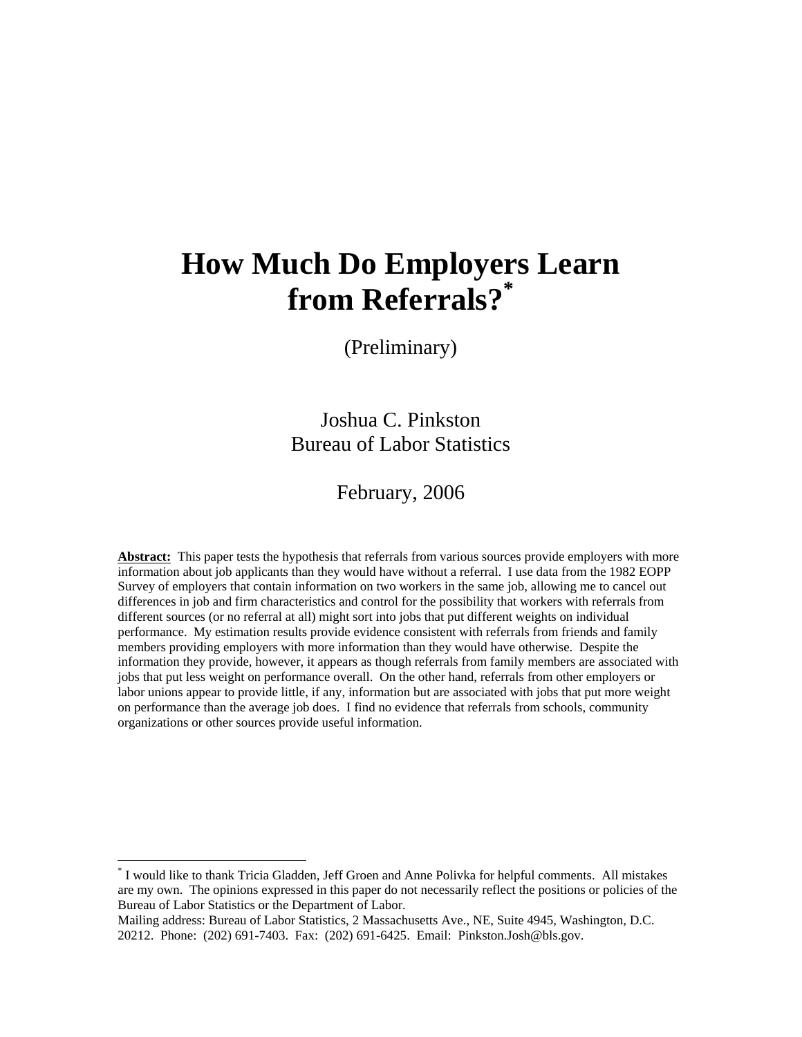# How Much Do Employers Learn from Referrals?*

(Preliminary)

Joshua C. Pinkston
Bureau of Labor Statistics

February, 2006

**Abstract:** This paper tests the hypothesis that referrals from various sources provide employers with more information about job applicants than they would have without a referral. I use data from the 1982 EOPP Survey of employers that contain information on two workers in the same job, allowing me to cancel out differences in job and firm characteristics and control for the possibility that workers with referrals from different sources (or no referral at all) might sort into jobs that put different weights on individual performance. My estimation results provide evidence consistent with referrals from friends and family members providing employers with more information than they would have otherwise. Despite the information they provide, however, it appears as though referrals from family members are associated with jobs that put less weight on performance overall. On the other hand, referrals from other employers or labor unions appear to provide little, if any, information but are associated with jobs that put more weight on performance than the average job does. I find no evidence that referrals from schools, community organizations or other sources provide useful information.

---

* I would like to thank Tricia Gladden, Jeff Groen and Anne Polivka for helpful comments. All mistakes are my own. The opinions expressed in this paper do not necessarily reflect the positions or policies of the Bureau of Labor Statistics or the Department of Labor.
Mailing address: Bureau of Labor Statistics, 2 Massachusetts Ave., NE, Suite 4945, Washington, D.C. 20212. Phone: (202) 691-7403. Fax: (202) 691-6425. Email: Pinkston.Josh@bls.gov.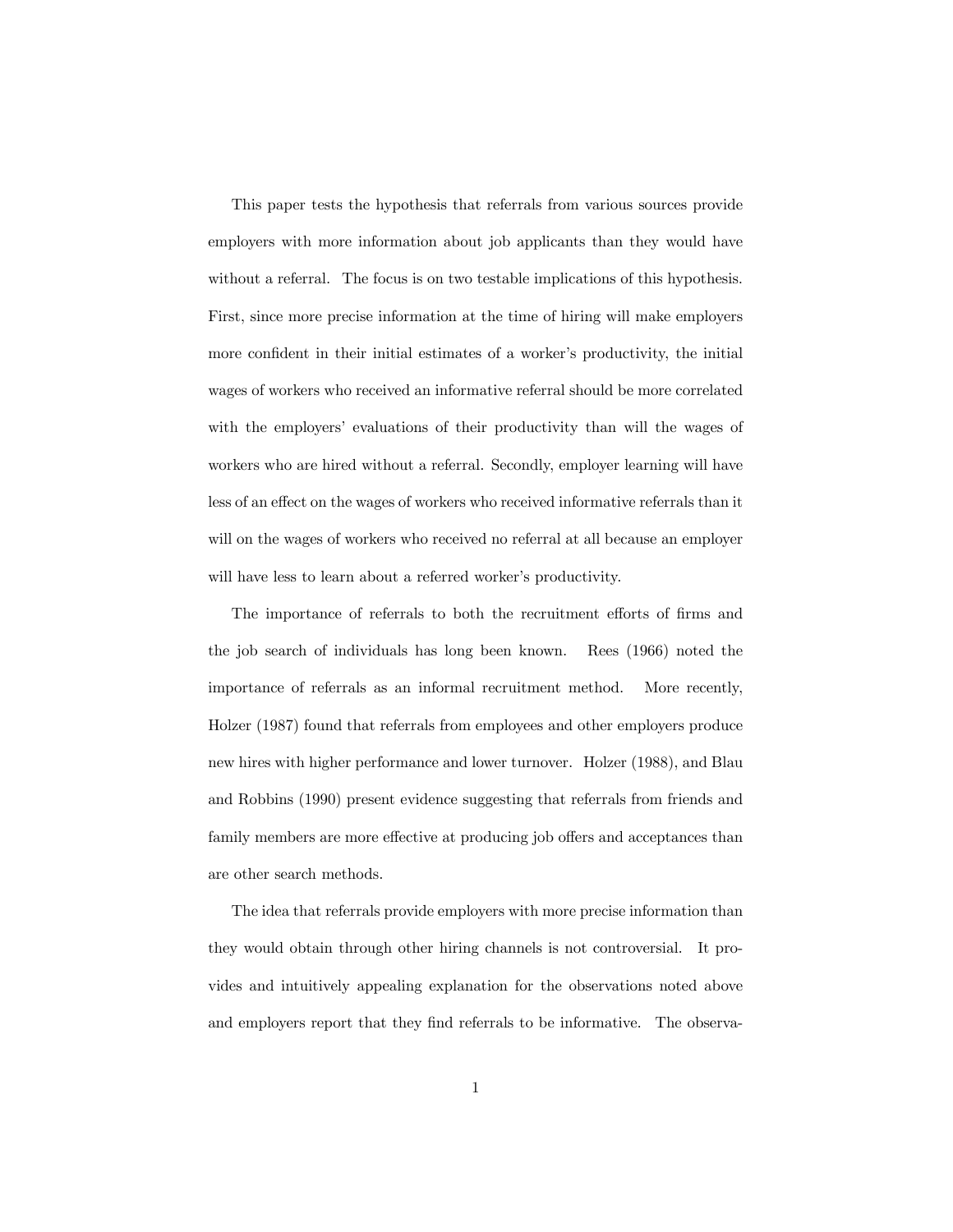This paper tests the hypothesis that referrals from various sources provide employers with more information about job applicants than they would have without a referral. The focus is on two testable implications of this hypothesis. First, since more precise information at the time of hiring will make employers more confident in their initial estimates of a worker's productivity, the initial wages of workers who received an informative referral should be more correlated with the employers' evaluations of their productivity than will the wages of workers who are hired without a referral. Secondly, employer learning will have less of an effect on the wages of workers who received informative referrals than it will on the wages of workers who received no referral at all because an employer will have less to learn about a referred worker's productivity.

The importance of referrals to both the recruitment efforts of firms and the job search of individuals has long been known. Rees (1966) noted the importance of referrals as an informal recruitment method. More recently, Holzer (1987) found that referrals from employees and other employers produce new hires with higher performance and lower turnover. Holzer (1988), and Blau and Robbins (1990) present evidence suggesting that referrals from friends and family members are more effective at producing job offers and acceptances than are other search methods.

The idea that referrals provide employers with more precise information than they would obtain through other hiring channels is not controversial. It provides and intuitively appealing explanation for the observations noted above and employers report that they find referrals to be informative. The observa-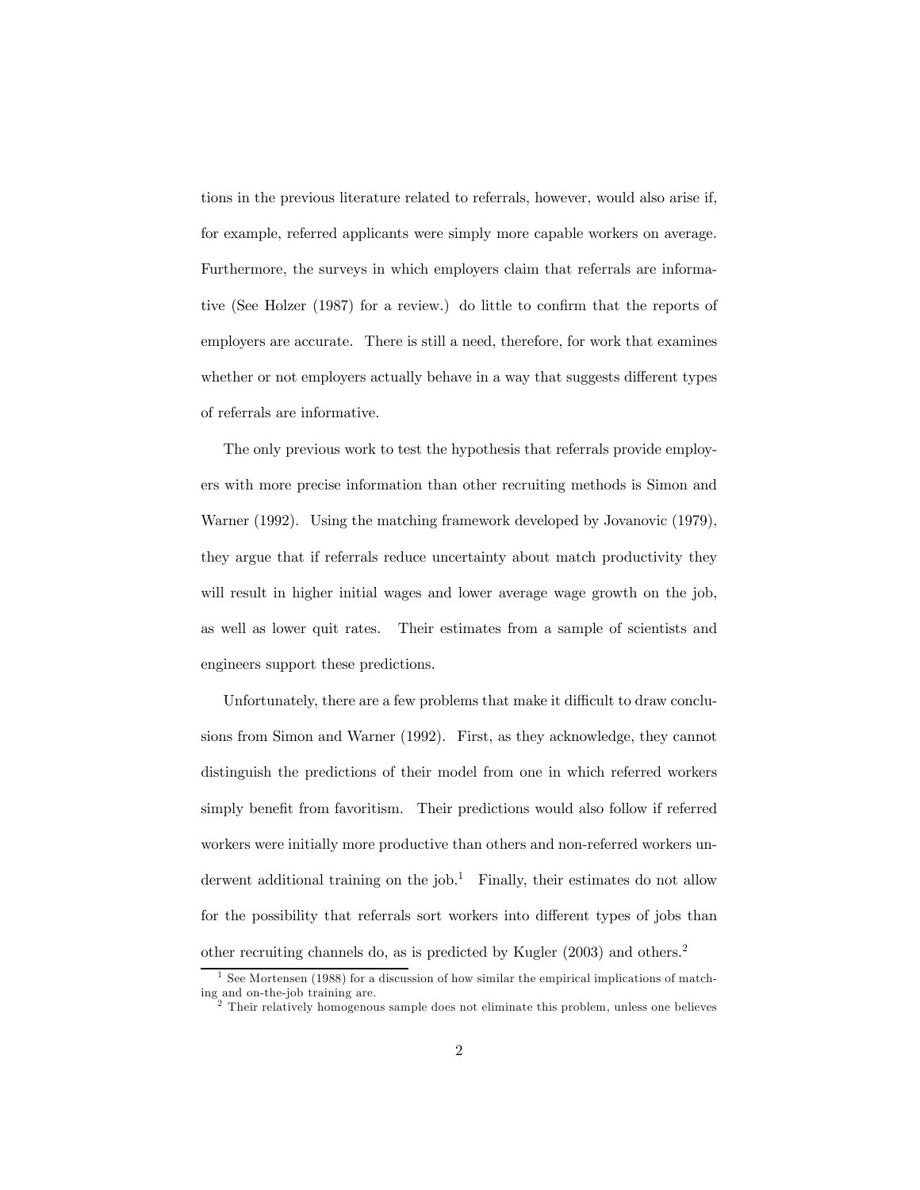tions in the previous literature related to referrals, however, would also arise if, for example, referred applicants were simply more capable workers on average. Furthermore, the surveys in which employers claim that referrals are informative (See Holzer (1987) for a review.) do little to confirm that the reports of employers are accurate. There is still a need, therefore, for work that examines whether or not employers actually behave in a way that suggests different types of referrals are informative.

The only previous work to test the hypothesis that referrals provide employers with more precise information than other recruiting methods is Simon and Warner (1992). Using the matching framework developed by Jovanovic (1979), they argue that if referrals reduce uncertainty about match productivity they will result in higher initial wages and lower average wage growth on the job, as well as lower quit rates. Their estimates from a sample of scientists and engineers support these predictions.

Unfortunately, there are a few problems that make it difficult to draw conclusions from Simon and Warner (1992). First, as they acknowledge, they cannot distinguish the predictions of their model from one in which referred workers simply benefit from favoritism. Their predictions would also follow if referred workers were initially more productive than others and non-referred workers underwent additional training on the job.[1] Finally, their estimates do not allow for the possibility that referrals sort workers into different types of jobs than other recruiting channels do, as is predicted by Kugler (2003) and others.[2]

[1] See Mortensen (1988) for a discussion of how similar the empirical implications of matching and on-the-job training are.

[2] Their relatively homogenous sample does not eliminate this problem, unless one believes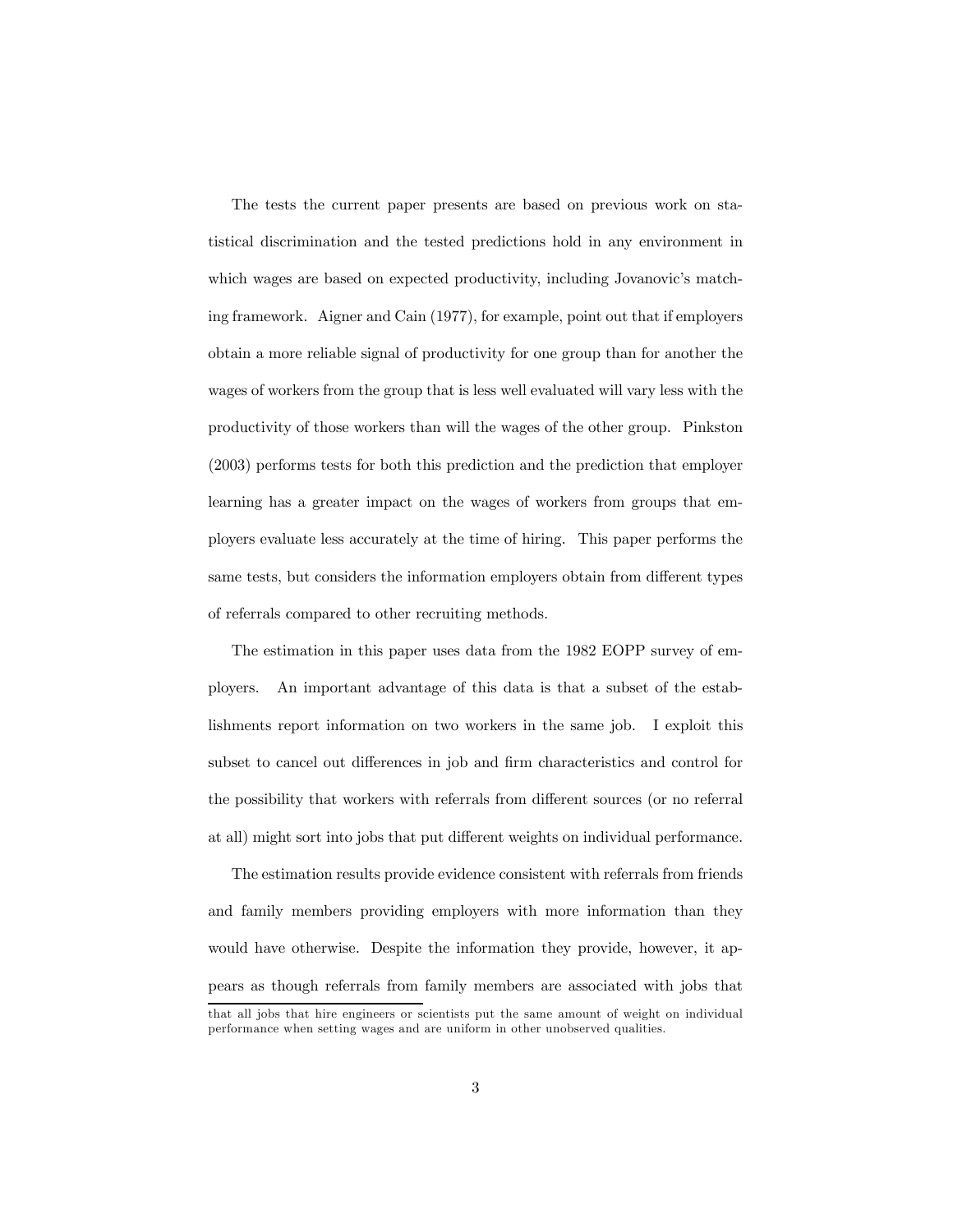The tests the current paper presents are based on previous work on statistical discrimination and the tested predictions hold in any environment in which wages are based on expected productivity, including Jovanovic's matching framework. Aigner and Cain (1977), for example, point out that if employers obtain a more reliable signal of productivity for one group than for another the wages of workers from the group that is less well evaluated will vary less with the productivity of those workers than will the wages of the other group. Pinkston (2003) performs tests for both this prediction and the prediction that employer learning has a greater impact on the wages of workers from groups that employers evaluate less accurately at the time of hiring. This paper performs the same tests, but considers the information employers obtain from different types of referrals compared to other recruiting methods.

The estimation in this paper uses data from the 1982 EOPP survey of employers. An important advantage of this data is that a subset of the establishments report information on two workers in the same job. I exploit this subset to cancel out differences in job and firm characteristics and control for the possibility that workers with referrals from different sources (or no referral at all) might sort into jobs that put different weights on individual performance.

The estimation results provide evidence consistent with referrals from friends and family members providing employers with more information than they would have otherwise. Despite the information they provide, however, it appears as though referrals from family members are associated with jobs that

---

that all jobs that hire engineers or scientists put the same amount of weight on individual performance when setting wages and are uniform in other unobserved qualities.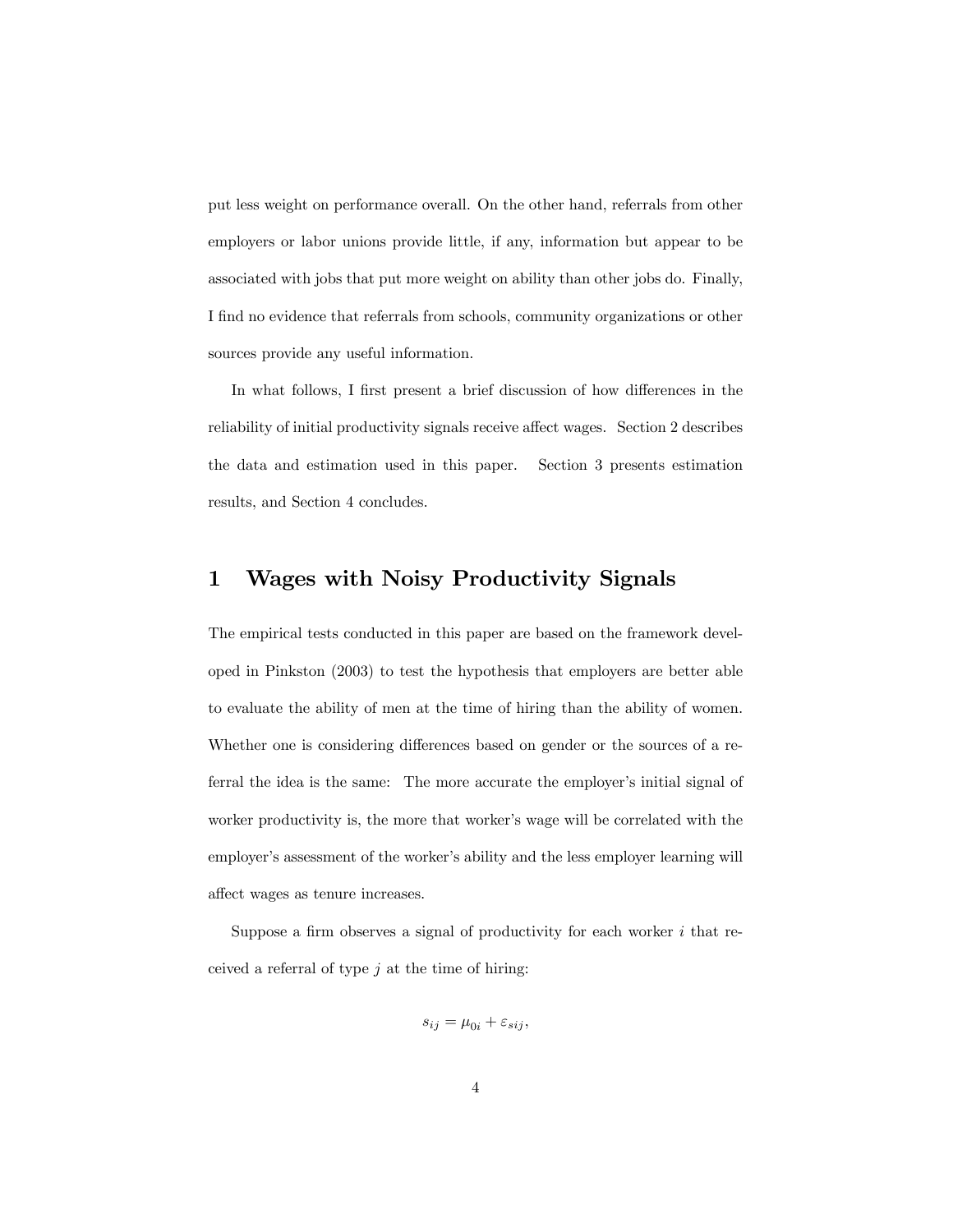put less weight on performance overall. On the other hand, referrals from other employers or labor unions provide little, if any, information but appear to be associated with jobs that put more weight on ability than other jobs do. Finally, I find no evidence that referrals from schools, community organizations or other sources provide any useful information.

In what follows, I first present a brief discussion of how differences in the reliability of initial productivity signals receive affect wages. Section 2 describes the data and estimation used in this paper. Section 3 presents estimation results, and Section 4 concludes.

# 1 Wages with Noisy Productivity Signals

The empirical tests conducted in this paper are based on the framework developed in Pinkston (2003) to test the hypothesis that employers are better able to evaluate the ability of men at the time of hiring than the ability of women. Whether one is considering differences based on gender or the sources of a referral the idea is the same: The more accurate the employer's initial signal of worker productivity is, the more that worker's wage will be correlated with the employer's assessment of the worker's ability and the less employer learning will affect wages as tenure increases.

Suppose a firm observes a signal of productivity for each worker $i$ that received a referral of type $j$ at the time of hiring:

$$s_{ij} = \mu_{0i} + \varepsilon_{sij},$$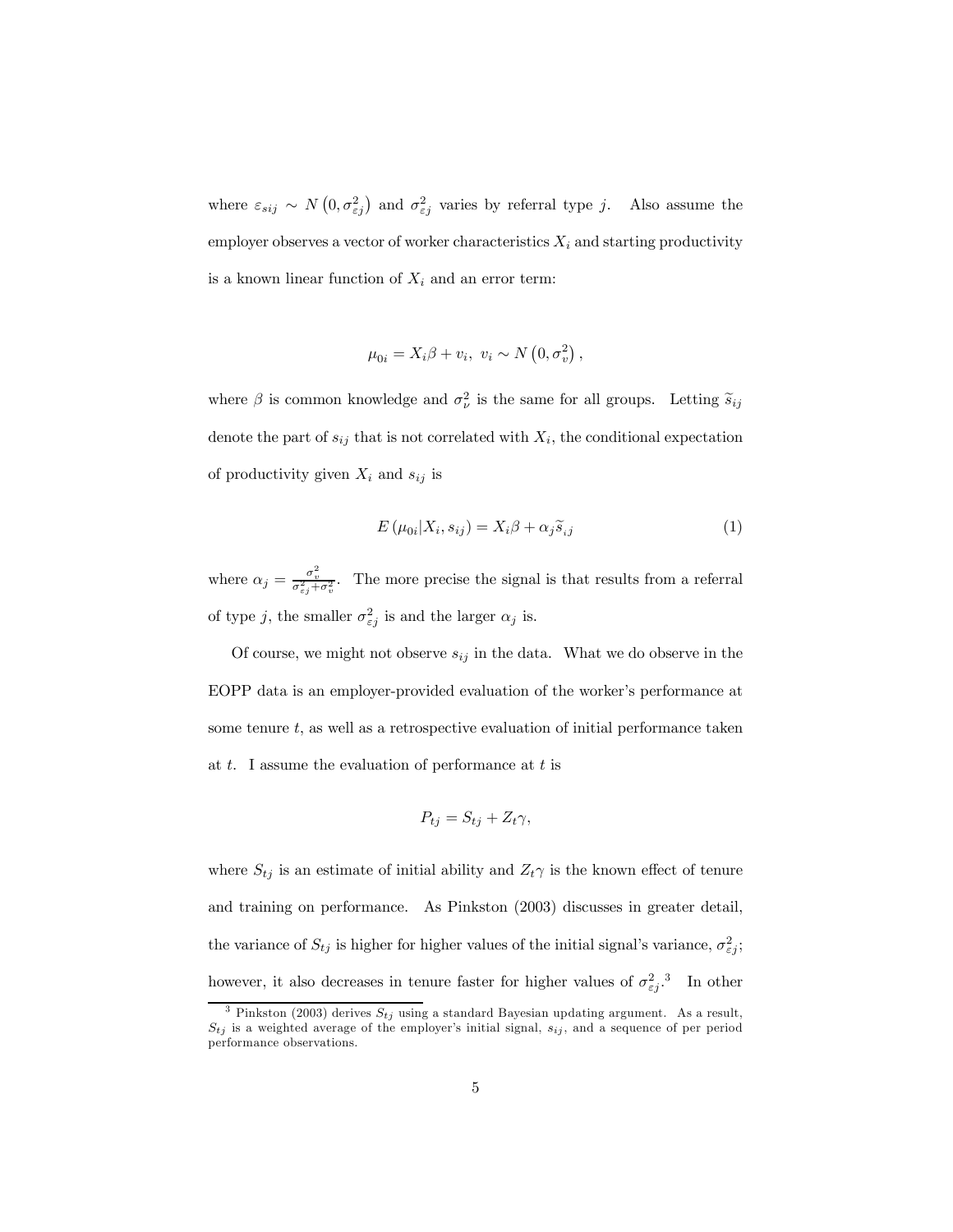where $\varepsilon_{sij} \sim N\left(0, \sigma^2_{\varepsilon j}\right)$ and $\sigma^2_{\varepsilon j}$ varies by referral type $j$. Also assume the employer observes a vector of worker characteristics $X_i$ and starting productivity is a known linear function of $X_i$ and an error term:

$$\mu_{0i} = X_i\beta + v_i, \; v_i \sim N\left(0, \sigma^2_v\right),$$

where $\beta$ is common knowledge and $\sigma^2_\nu$ is the same for all groups. Letting $\widetilde{s}_{ij}$ denote the part of $s_{ij}$ that is not correlated with $X_i$, the conditional expectation of productivity given $X_i$ and $s_{ij}$ is

$$E\left(\mu_{0i}|X_i, s_{ij}\right) = X_i\beta + \alpha_j \widetilde{s}_{ij} \tag{1}$$

where $\alpha_j = \frac{\sigma^2_v}{\sigma^2_{\varepsilon j}+\sigma^2_v}$. The more precise the signal is that results from a referral of type $j$, the smaller $\sigma^2_{\varepsilon j}$ is and the larger $\alpha_j$ is.

Of course, we might not observe $s_{ij}$ in the data. What we do observe in the EOPP data is an employer-provided evaluation of the worker's performance at some tenure $t$, as well as a retrospective evaluation of initial performance taken at $t$. I assume the evaluation of performance at $t$ is

$$P_{tj} = S_{tj} + Z_t\gamma,$$

where $S_{tj}$ is an estimate of initial ability and $Z_t\gamma$ is the known effect of tenure and training on performance. As Pinkston (2003) discusses in greater detail, the variance of $S_{tj}$ is higher for higher values of the initial signal's variance, $\sigma^2_{\varepsilon j}$; however, it also decreases in tenure faster for higher values of $\sigma^2_{\varepsilon j}$.[3] In other

[3] Pinkston (2003) derives $S_{tj}$ using a standard Bayesian updating argument. As a result, $S_{tj}$ is a weighted average of the employer's initial signal, $s_{ij}$, and a sequence of per period performance observations.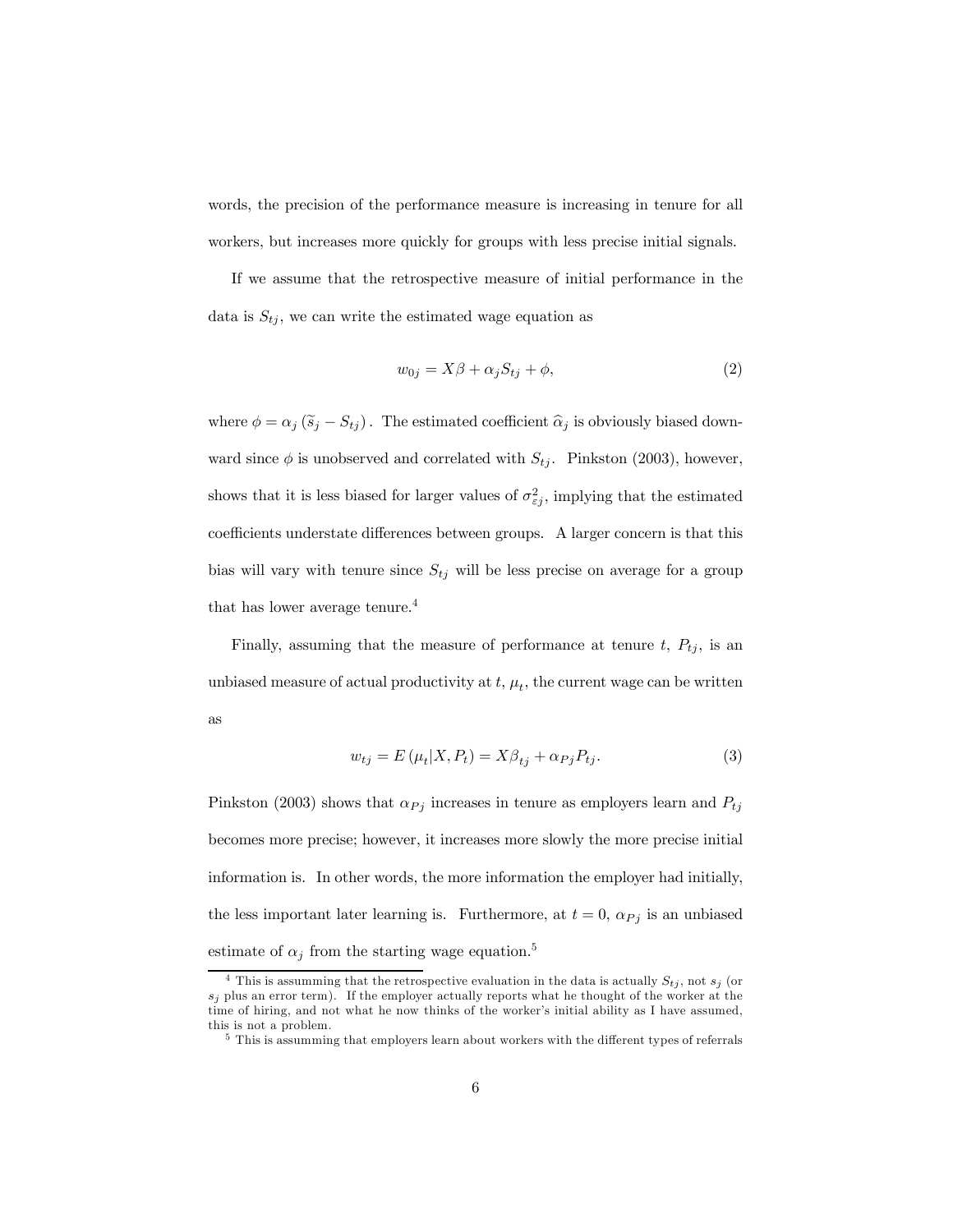words, the precision of the performance measure is increasing in tenure for all workers, but increases more quickly for groups with less precise initial signals.

If we assume that the retrospective measure of initial performance in the data is $S_{tj}$, we can write the estimated wage equation as

$$w_{0j} = X\beta + \alpha_j S_{tj} + \phi, \tag{2}$$

where $\phi = \alpha_j \left(\widetilde{s}_j - S_{tj}\right)$. The estimated coefficient $\widehat{\alpha}_j$ is obviously biased downward since $\phi$ is unobserved and correlated with $S_{tj}$. Pinkston (2003), however, shows that it is less biased for larger values of $\sigma^2_{\varepsilon j}$, implying that the estimated coefficients understate differences between groups. A larger concern is that this bias will vary with tenure since $S_{tj}$ will be less precise on average for a group that has lower average tenure.[4]

Finally, assuming that the measure of performance at tenure $t$, $P_{tj}$, is an unbiased measure of actual productivity at $t$, $\mu_t$, the current wage can be written as

$$w_{tj} = E\left(\mu_t | X, P_t\right) = X\beta_{tj} + \alpha_{Pj} P_{tj}. \tag{3}$$

Pinkston (2003) shows that $\alpha_{Pj}$ increases in tenure as employers learn and $P_{tj}$ becomes more precise; however, it increases more slowly the more precise initial information is. In other words, the more information the employer had initially, the less important later learning is. Furthermore, at $t = 0$, $\alpha_{Pj}$ is an unbiased estimate of $\alpha_j$ from the starting wage equation.[5]

[4] This is assumming that the retrospective evaluation in the data is actually $S_{tj}$, not $s_j$ (or $s_j$ plus an error term). If the employer actually reports what he thought of the worker at the time of hiring, and not what he now thinks of the worker's initial ability as I have assumed, this is not a problem.

[5] This is assumming that employers learn about workers with the different types of referrals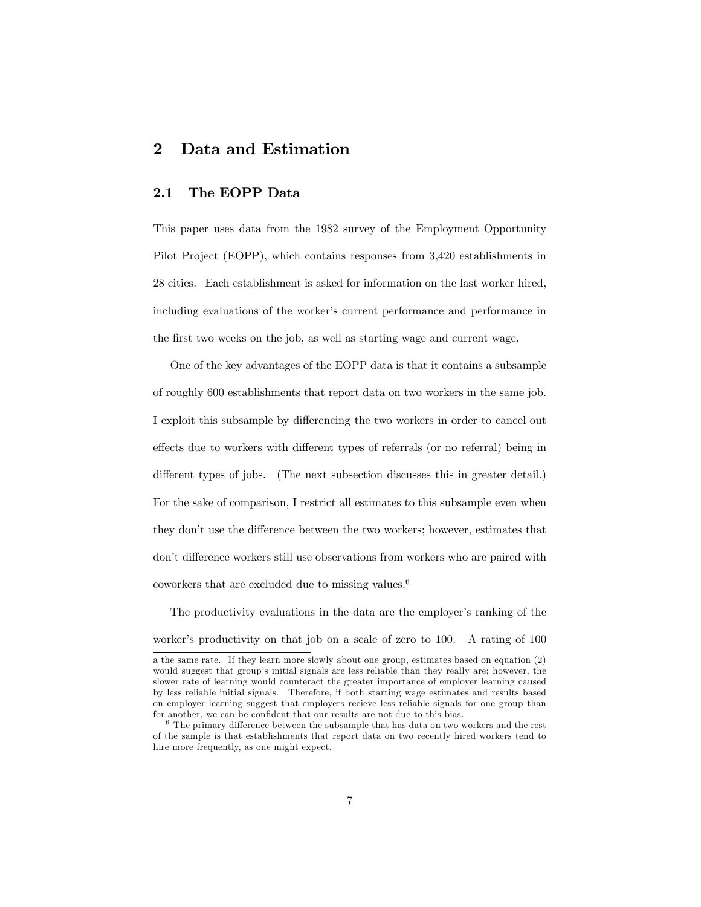## 2 Data and Estimation

### 2.1 The EOPP Data

This paper uses data from the 1982 survey of the Employment Opportunity Pilot Project (EOPP), which contains responses from 3,420 establishments in 28 cities. Each establishment is asked for information on the last worker hired, including evaluations of the worker's current performance and performance in the first two weeks on the job, as well as starting wage and current wage.

One of the key advantages of the EOPP data is that it contains a subsample of roughly 600 establishments that report data on two workers in the same job. I exploit this subsample by differencing the two workers in order to cancel out effects due to workers with different types of referrals (or no referral) being in different types of jobs. (The next subsection discusses this in greater detail.) For the sake of comparison, I restrict all estimates to this subsample even when they don't use the difference between the two workers; however, estimates that don't difference workers still use observations from workers who are paired with coworkers that are excluded due to missing values.[6]

The productivity evaluations in the data are the employer's ranking of the worker's productivity on that job on a scale of zero to 100. A rating of 100

a the same rate. If they learn more slowly about one group, estimates based on equation (2) would suggest that group's initial signals are less reliable than they really are; however, the slower rate of learning would counteract the greater importance of employer learning caused by less reliable initial signals. Therefore, if both starting wage estimates and results based on employer learning suggest that employers recieve less reliable signals for one group than for another, we can be confident that our results are not due to this bias.

[6] The primary difference between the subsample that has data on two workers and the rest of the sample is that establishments that report data on two recently hired workers tend to hire more frequently, as one might expect.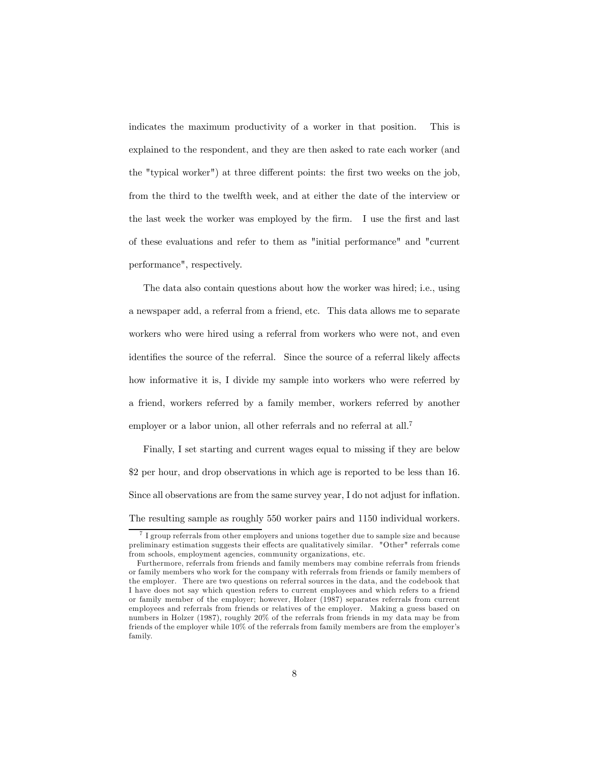indicates the maximum productivity of a worker in that position. This is explained to the respondent, and they are then asked to rate each worker (and the "typical worker") at three different points: the first two weeks on the job, from the third to the twelfth week, and at either the date of the interview or the last week the worker was employed by the firm. I use the first and last of these evaluations and refer to them as "initial performance" and "current performance", respectively.

The data also contain questions about how the worker was hired; i.e., using a newspaper add, a referral from a friend, etc. This data allows me to separate workers who were hired using a referral from workers who were not, and even identifies the source of the referral. Since the source of a referral likely affects how informative it is, I divide my sample into workers who were referred by a friend, workers referred by a family member, workers referred by another employer or a labor union, all other referrals and no referral at all.[7]

Finally, I set starting and current wages equal to missing if they are below $2 per hour, and drop observations in which age is reported to be less than 16. Since all observations are from the same survey year, I do not adjust for inflation. The resulting sample as roughly 550 worker pairs and 1150 individual workers.

---

[7] I group referrals from other employers and unions together due to sample size and because preliminary estimation suggests their effects are qualitatively similar. "Other" referrals come from schools, employment agencies, community organizations, etc.

Furthermore, referrals from friends and family members may combine referrals from friends or family members who work for the company with referrals from friends or family members of the employer. There are two questions on referral sources in the data, and the codebook that I have does not say which question refers to current employees and which refers to a friend or family member of the employer; however, Holzer (1987) separates referrals from current employees and referrals from friends or relatives of the employer. Making a guess based on numbers in Holzer (1987), roughly 20% of the referrals from friends in my data may be from friends of the employer while 10% of the referrals from family members are from the employer's family.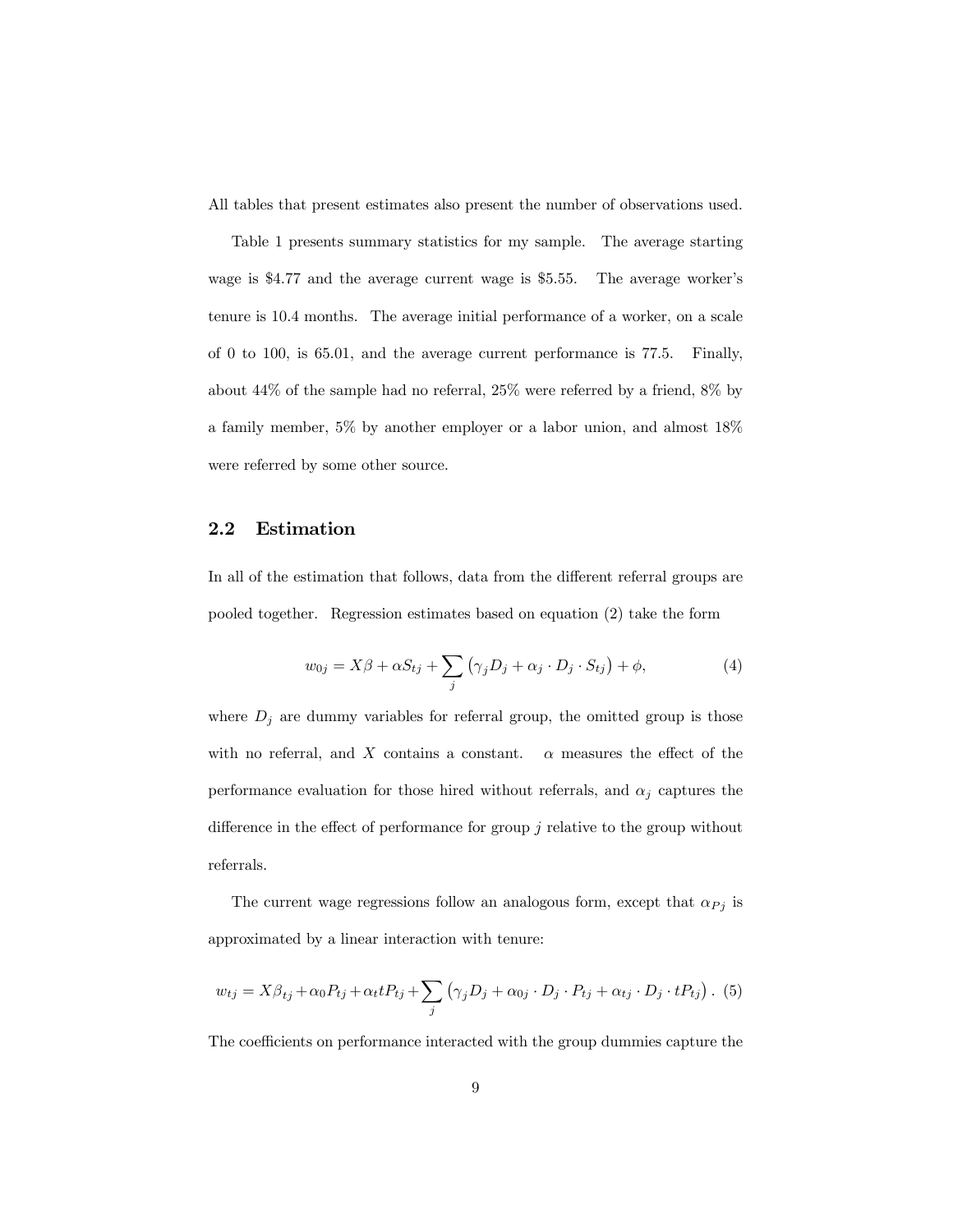All tables that present estimates also present the number of observations used.

Table 1 presents summary statistics for my sample. The average starting wage is \$4.77 and the average current wage is \$5.55. The average worker's tenure is 10.4 months. The average initial performance of a worker, on a scale of 0 to 100, is 65.01, and the average current performance is 77.5. Finally, about 44% of the sample had no referral, 25% were referred by a friend, 8% by a family member, 5% by another employer or a labor union, and almost 18% were referred by some other source.

## 2.2 Estimation

In all of the estimation that follows, data from the different referral groups are pooled together. Regression estimates based on equation (2) take the form

$$w_{0j} = X\beta + \alpha S_{tj} + \sum_j \left(\gamma_j D_j + \alpha_j \cdot D_j \cdot S_{tj}\right) + \phi, \tag{4}$$

where $D_j$ are dummy variables for referral group, the omitted group is those with no referral, and $X$ contains a constant. $\alpha$ measures the effect of the performance evaluation for those hired without referrals, and $\alpha_j$ captures the difference in the effect of performance for group $j$ relative to the group without referrals.

The current wage regressions follow an analogous form, except that $\alpha_{Pj}$ is approximated by a linear interaction with tenure:

$$w_{tj} = X\beta_{tj} + \alpha_0 P_{tj} + \alpha_t t P_{tj} + \sum_j \left(\gamma_j D_j + \alpha_{0j} \cdot D_j \cdot P_{tj} + \alpha_{tj} \cdot D_j \cdot t P_{tj}\right). \tag{5}$$

The coefficients on performance interacted with the group dummies capture the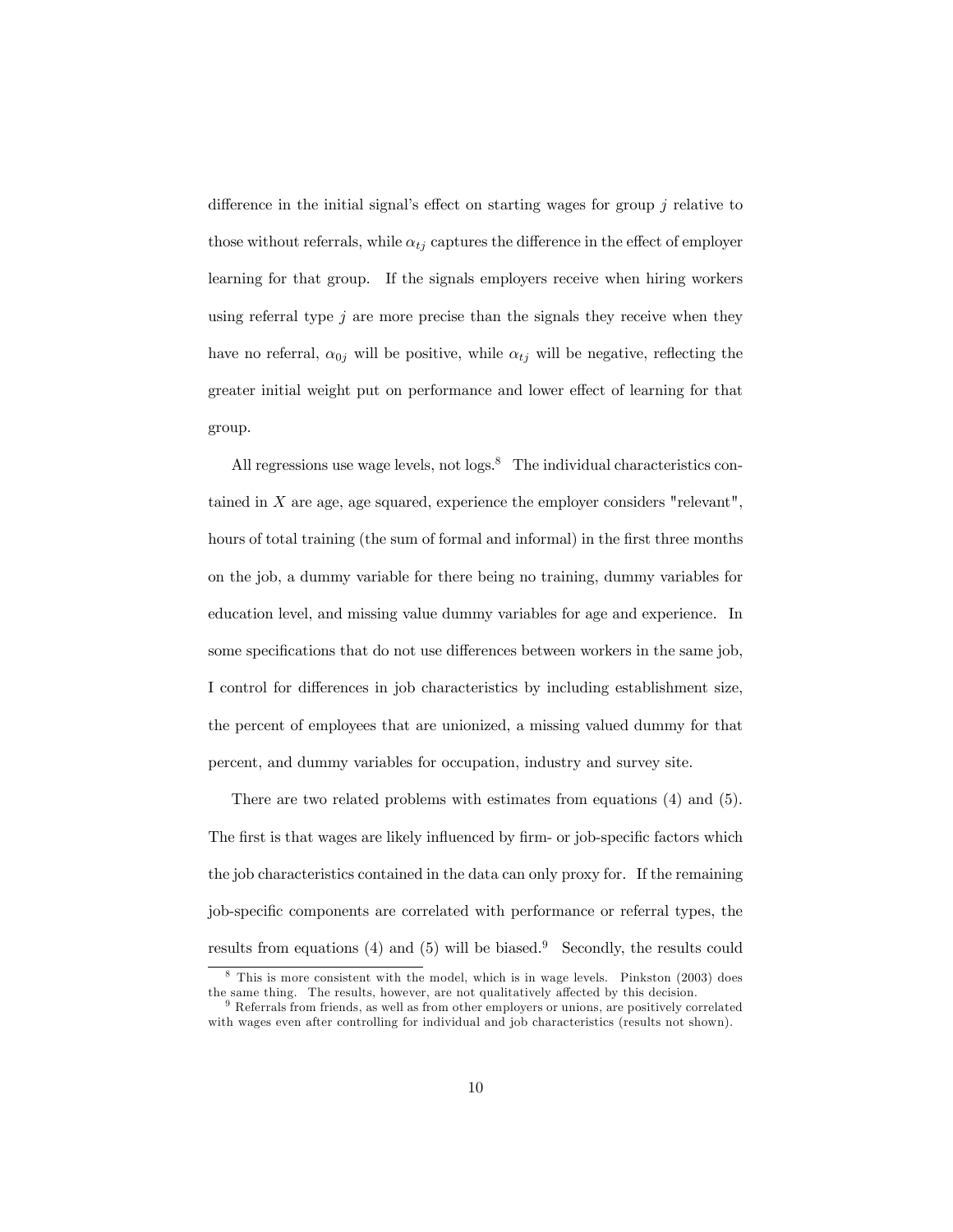difference in the initial signal's effect on starting wages for group $j$ relative to those without referrals, while $\alpha_{tj}$ captures the difference in the effect of employer learning for that group. If the signals employers receive when hiring workers using referral type $j$ are more precise than the signals they receive when they have no referral, $\alpha_{0j}$ will be positive, while $\alpha_{tj}$ will be negative, reflecting the greater initial weight put on performance and lower effect of learning for that group.

All regressions use wage levels, not logs.[8] The individual characteristics contained in $X$ are age, age squared, experience the employer considers "relevant", hours of total training (the sum of formal and informal) in the first three months on the job, a dummy variable for there being no training, dummy variables for education level, and missing value dummy variables for age and experience. In some specifications that do not use differences between workers in the same job, I control for differences in job characteristics by including establishment size, the percent of employees that are unionized, a missing valued dummy for that percent, and dummy variables for occupation, industry and survey site.

There are two related problems with estimates from equations (4) and (5). The first is that wages are likely influenced by firm- or job-specific factors which the job characteristics contained in the data can only proxy for. If the remaining job-specific components are correlated with performance or referral types, the results from equations (4) and (5) will be biased.[9] Secondly, the results could

[8] This is more consistent with the model, which is in wage levels. Pinkston (2003) does the same thing. The results, however, are not qualitatively affected by this decision.

[9] Referrals from friends, as well as from other employers or unions, are positively correlated with wages even after controlling for individual and job characteristics (results not shown).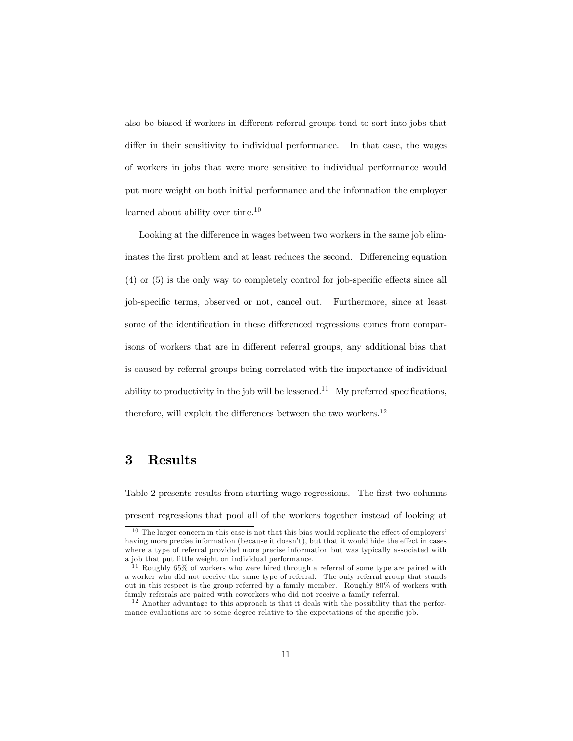also be biased if workers in different referral groups tend to sort into jobs that differ in their sensitivity to individual performance. In that case, the wages of workers in jobs that were more sensitive to individual performance would put more weight on both initial performance and the information the employer learned about ability over time.[10]

Looking at the difference in wages between two workers in the same job eliminates the first problem and at least reduces the second. Differencing equation (4) or (5) is the only way to completely control for job-specific effects since all job-specific terms, observed or not, cancel out. Furthermore, since at least some of the identification in these differenced regressions comes from comparisons of workers that are in different referral groups, any additional bias that is caused by referral groups being correlated with the importance of individual ability to productivity in the job will be lessened.[11] My preferred specifications, therefore, will exploit the differences between the two workers.[12]

# 3 Results

Table 2 presents results from starting wage regressions. The first two columns present regressions that pool all of the workers together instead of looking at

[10] The larger concern in this case is not that this bias would replicate the effect of employers' having more precise information (because it doesn't), but that it would hide the effect in cases where a type of referral provided more precise information but was typically associated with a job that put little weight on individual performance.

[11] Roughly 65% of workers who were hired through a referral of some type are paired with a worker who did not receive the same type of referral. The only referral group that stands out in this respect is the group referred by a family member. Roughly 80% of workers with family referrals are paired with coworkers who did not receive a family referral.

[12] Another advantage to this approach is that it deals with the possibility that the performance evaluations are to some degree relative to the expectations of the specific job.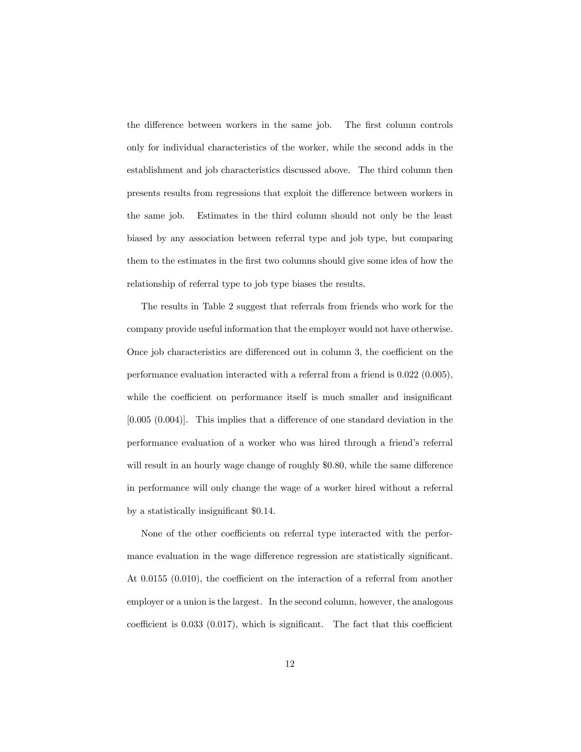the difference between workers in the same job. The first column controls only for individual characteristics of the worker, while the second adds in the establishment and job characteristics discussed above. The third column then presents results from regressions that exploit the difference between workers in the same job. Estimates in the third column should not only be the least biased by any association between referral type and job type, but comparing them to the estimates in the first two columns should give some idea of how the relationship of referral type to job type biases the results.

The results in Table 2 suggest that referrals from friends who work for the company provide useful information that the employer would not have otherwise. Once job characteristics are differenced out in column 3, the coefficient on the performance evaluation interacted with a referral from a friend is 0.022 (0.005), while the coefficient on performance itself is much smaller and insignificant [0.005 (0.004)]. This implies that a difference of one standard deviation in the performance evaluation of a worker who was hired through a friend's referral will result in an hourly wage change of roughly $0.80, while the same difference in performance will only change the wage of a worker hired without a referral by a statistically insignificant $0.14.

None of the other coefficients on referral type interacted with the performance evaluation in the wage difference regression are statistically significant. At 0.0155 (0.010), the coefficient on the interaction of a referral from another employer or a union is the largest. In the second column, however, the analogous coefficient is 0.033 (0.017), which is significant. The fact that this coefficient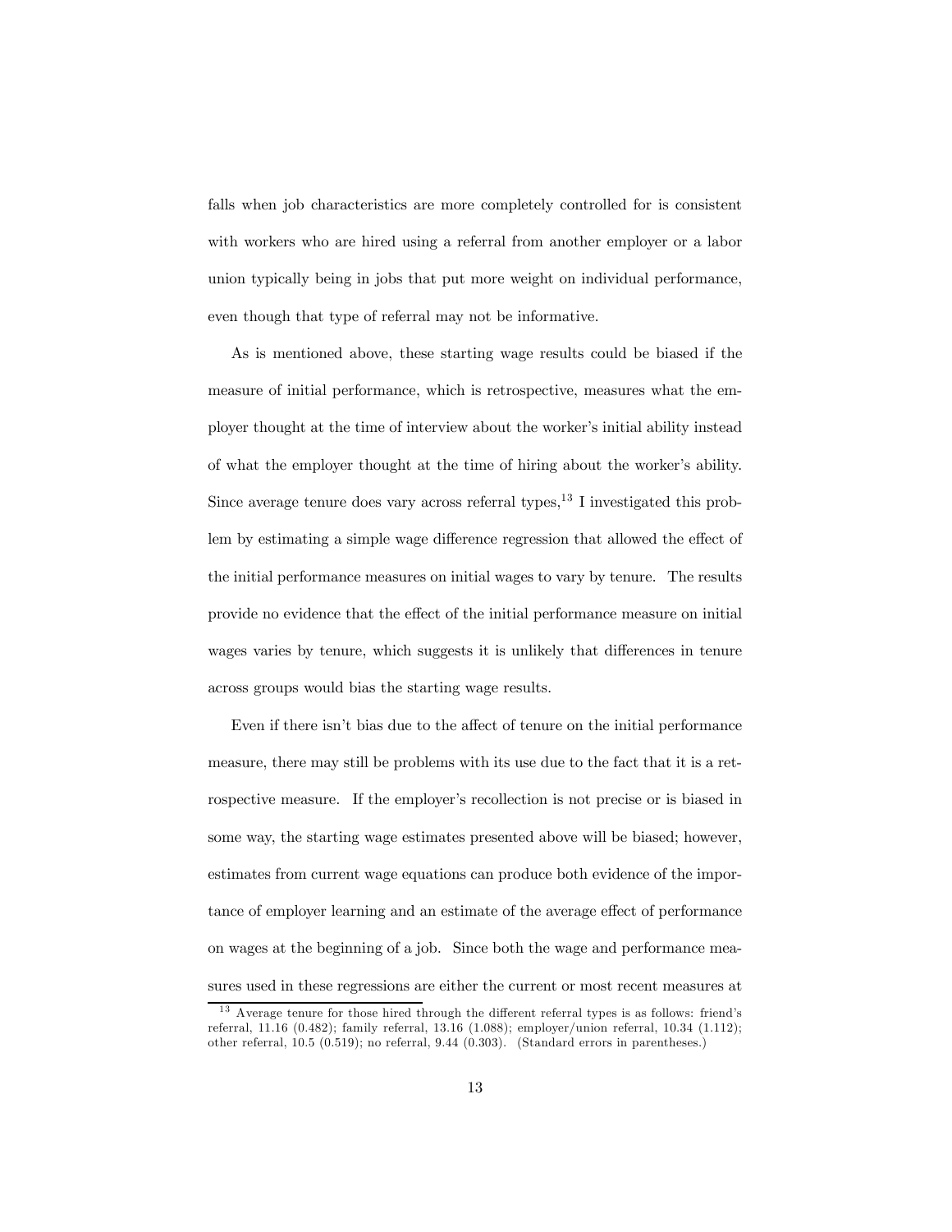falls when job characteristics are more completely controlled for is consistent with workers who are hired using a referral from another employer or a labor union typically being in jobs that put more weight on individual performance, even though that type of referral may not be informative.

As is mentioned above, these starting wage results could be biased if the measure of initial performance, which is retrospective, measures what the employer thought at the time of interview about the worker's initial ability instead of what the employer thought at the time of hiring about the worker's ability. Since average tenure does vary across referral types,[13] I investigated this problem by estimating a simple wage difference regression that allowed the effect of the initial performance measures on initial wages to vary by tenure. The results provide no evidence that the effect of the initial performance measure on initial wages varies by tenure, which suggests it is unlikely that differences in tenure across groups would bias the starting wage results.

Even if there isn't bias due to the affect of tenure on the initial performance measure, there may still be problems with its use due to the fact that it is a retrospective measure. If the employer's recollection is not precise or is biased in some way, the starting wage estimates presented above will be biased; however, estimates from current wage equations can produce both evidence of the importance of employer learning and an estimate of the average effect of performance on wages at the beginning of a job. Since both the wage and performance measures used in these regressions are either the current or most recent measures at

[13] Average tenure for those hired through the different referral types is as follows: friend's referral, 11.16 (0.482); family referral, 13.16 (1.088); employer/union referral, 10.34 (1.112); other referral, 10.5 (0.519); no referral, 9.44 (0.303). (Standard errors in parentheses.)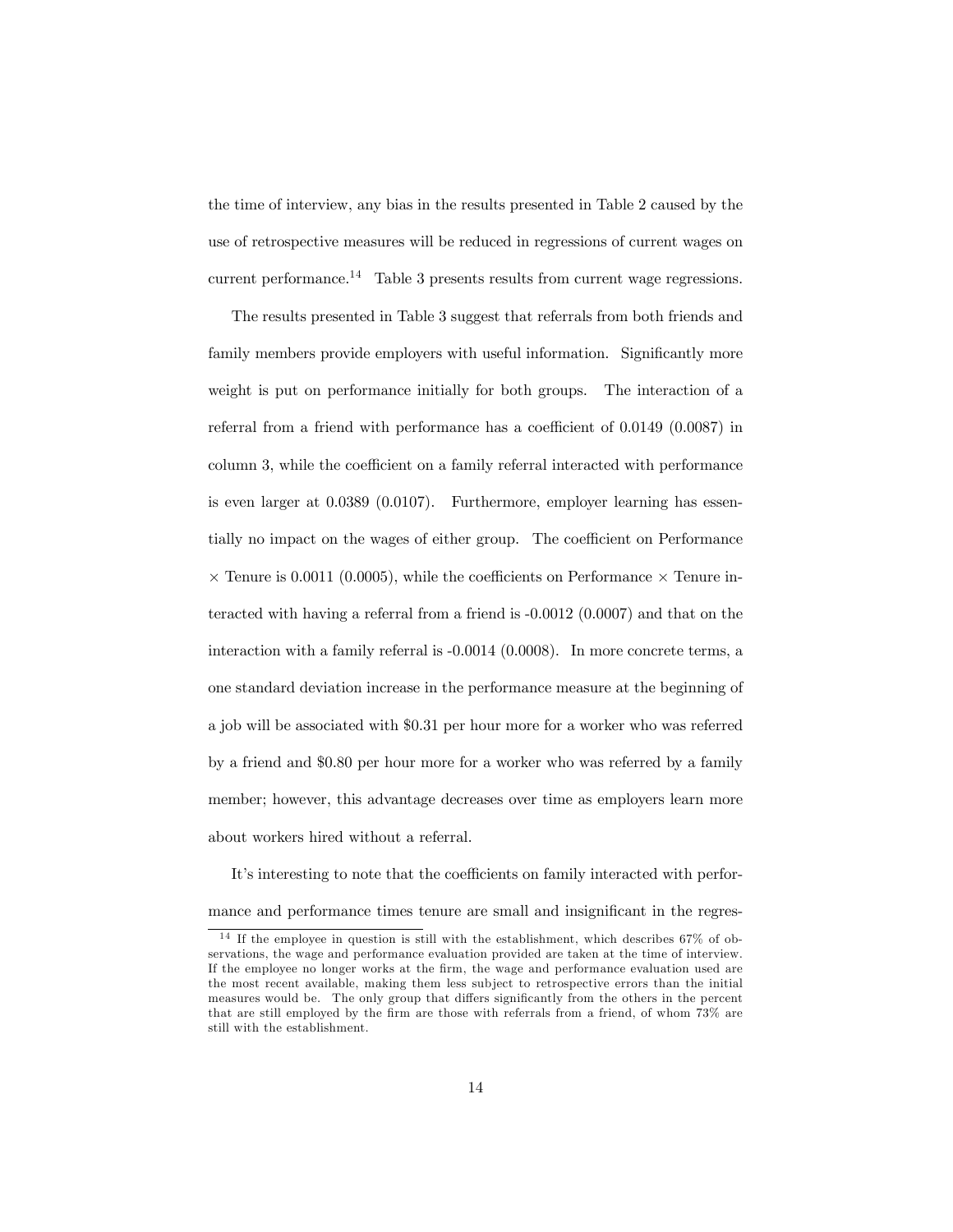the time of interview, any bias in the results presented in Table 2 caused by the use of retrospective measures will be reduced in regressions of current wages on current performance.[14] Table 3 presents results from current wage regressions.

The results presented in Table 3 suggest that referrals from both friends and family members provide employers with useful information. Significantly more weight is put on performance initially for both groups. The interaction of a referral from a friend with performance has a coefficient of 0.0149 (0.0087) in column 3, while the coefficient on a family referral interacted with performance is even larger at 0.0389 (0.0107). Furthermore, employer learning has essentially no impact on the wages of either group. The coefficient on Performance $\times$ Tenure is 0.0011 (0.0005), while the coefficients on Performance $\times$ Tenure interacted with having a referral from a friend is -0.0012 (0.0007) and that on the interaction with a family referral is -0.0014 (0.0008). In more concrete terms, a one standard deviation increase in the performance measure at the beginning of a job will be associated with \$0.31 per hour more for a worker who was referred by a friend and \$0.80 per hour more for a worker who was referred by a family member; however, this advantage decreases over time as employers learn more about workers hired without a referral.

It's interesting to note that the coefficients on family interacted with performance and performance times tenure are small and insignificant in the regres-

[14] If the employee in question is still with the establishment, which describes 67% of observations, the wage and performance evaluation provided are taken at the time of interview. If the employee no longer works at the firm, the wage and performance evaluation used are the most recent available, making them less subject to retrospective errors than the initial measures would be. The only group that differs significantly from the others in the percent that are still employed by the firm are those with referrals from a friend, of whom 73% are still with the establishment.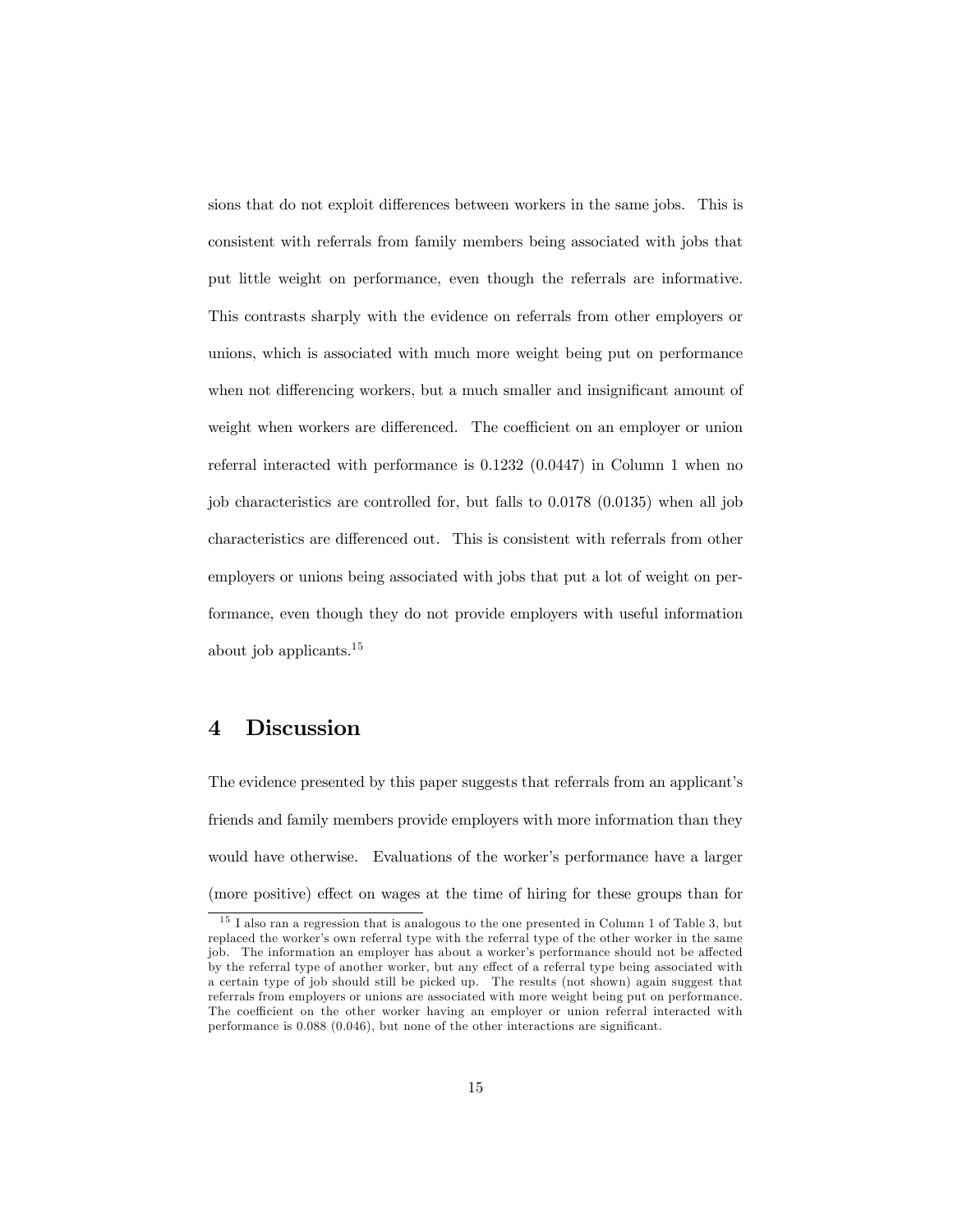sions that do not exploit differences between workers in the same jobs. This is consistent with referrals from family members being associated with jobs that put little weight on performance, even though the referrals are informative. This contrasts sharply with the evidence on referrals from other employers or unions, which is associated with much more weight being put on performance when not differencing workers, but a much smaller and insignificant amount of weight when workers are differenced. The coefficient on an employer or union referral interacted with performance is 0.1232 (0.0447) in Column 1 when no job characteristics are controlled for, but falls to 0.0178 (0.0135) when all job characteristics are differenced out. This is consistent with referrals from other employers or unions being associated with jobs that put a lot of weight on performance, even though they do not provide employers with useful information about job applicants.[15]

## 4 Discussion

The evidence presented by this paper suggests that referrals from an applicant's friends and family members provide employers with more information than they would have otherwise. Evaluations of the worker's performance have a larger (more positive) effect on wages at the time of hiring for these groups than for

[15] I also ran a regression that is analogous to the one presented in Column 1 of Table 3, but replaced the worker's own referral type with the referral type of the other worker in the same job. The information an employer has about a worker's performance should not be affected by the referral type of another worker, but any effect of a referral type being associated with a certain type of job should still be picked up. The results (not shown) again suggest that referrals from employers or unions are associated with more weight being put on performance. The coefficient on the other worker having an employer or union referral interacted with performance is 0.088 (0.046), but none of the other interactions are significant.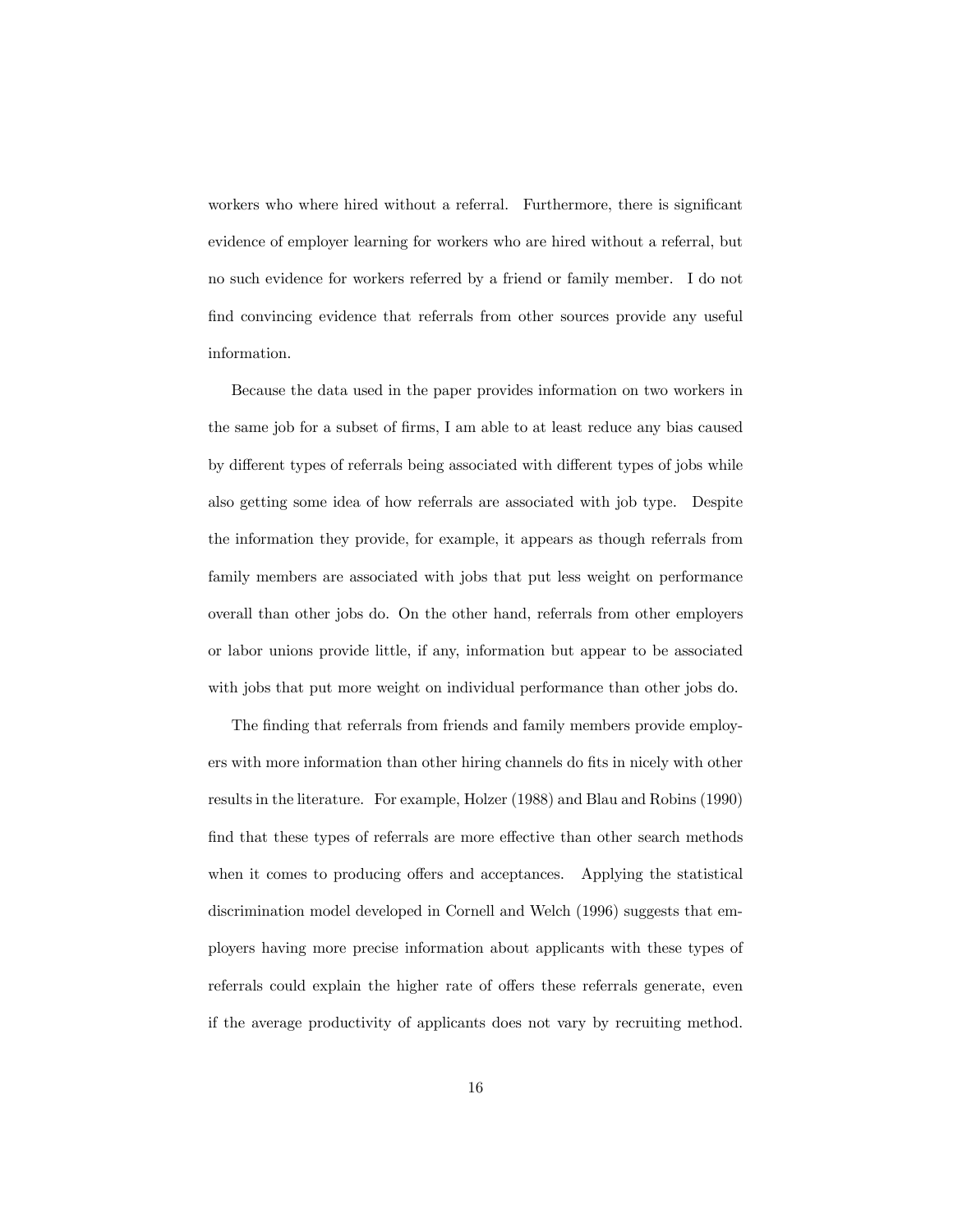workers who where hired without a referral. Furthermore, there is significant evidence of employer learning for workers who are hired without a referral, but no such evidence for workers referred by a friend or family member. I do not find convincing evidence that referrals from other sources provide any useful information.

Because the data used in the paper provides information on two workers in the same job for a subset of firms, I am able to at least reduce any bias caused by different types of referrals being associated with different types of jobs while also getting some idea of how referrals are associated with job type. Despite the information they provide, for example, it appears as though referrals from family members are associated with jobs that put less weight on performance overall than other jobs do. On the other hand, referrals from other employers or labor unions provide little, if any, information but appear to be associated with jobs that put more weight on individual performance than other jobs do.

The finding that referrals from friends and family members provide employers with more information than other hiring channels do fits in nicely with other results in the literature. For example, Holzer (1988) and Blau and Robins (1990) find that these types of referrals are more effective than other search methods when it comes to producing offers and acceptances. Applying the statistical discrimination model developed in Cornell and Welch (1996) suggests that employers having more precise information about applicants with these types of referrals could explain the higher rate of offers these referrals generate, even if the average productivity of applicants does not vary by recruiting method.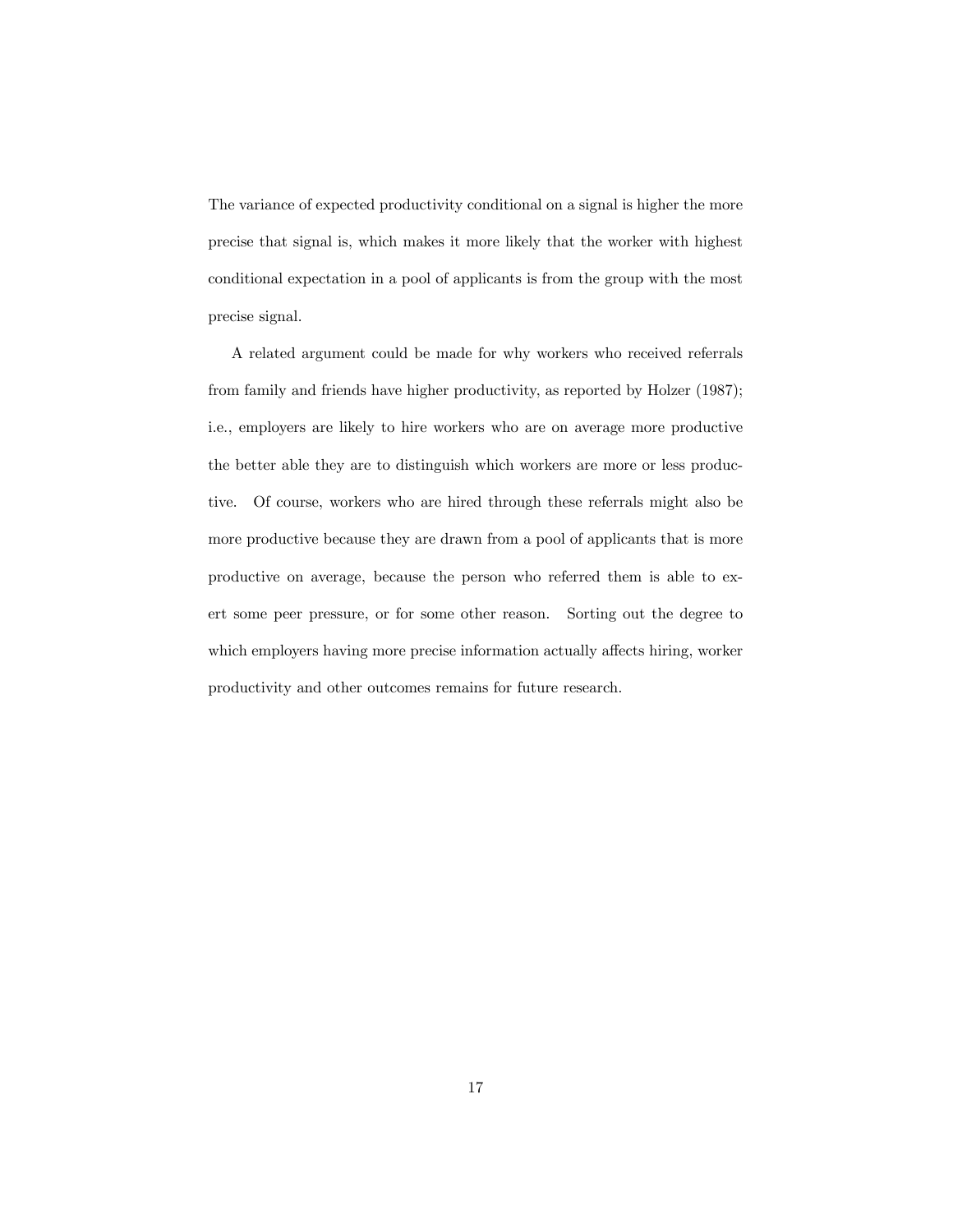The variance of expected productivity conditional on a signal is higher the more precise that signal is, which makes it more likely that the worker with highest conditional expectation in a pool of applicants is from the group with the most precise signal.

A related argument could be made for why workers who received referrals from family and friends have higher productivity, as reported by Holzer (1987); i.e., employers are likely to hire workers who are on average more productive the better able they are to distinguish which workers are more or less productive. Of course, workers who are hired through these referrals might also be more productive because they are drawn from a pool of applicants that is more productive on average, because the person who referred them is able to exert some peer pressure, or for some other reason. Sorting out the degree to which employers having more precise information actually affects hiring, worker productivity and other outcomes remains for future research.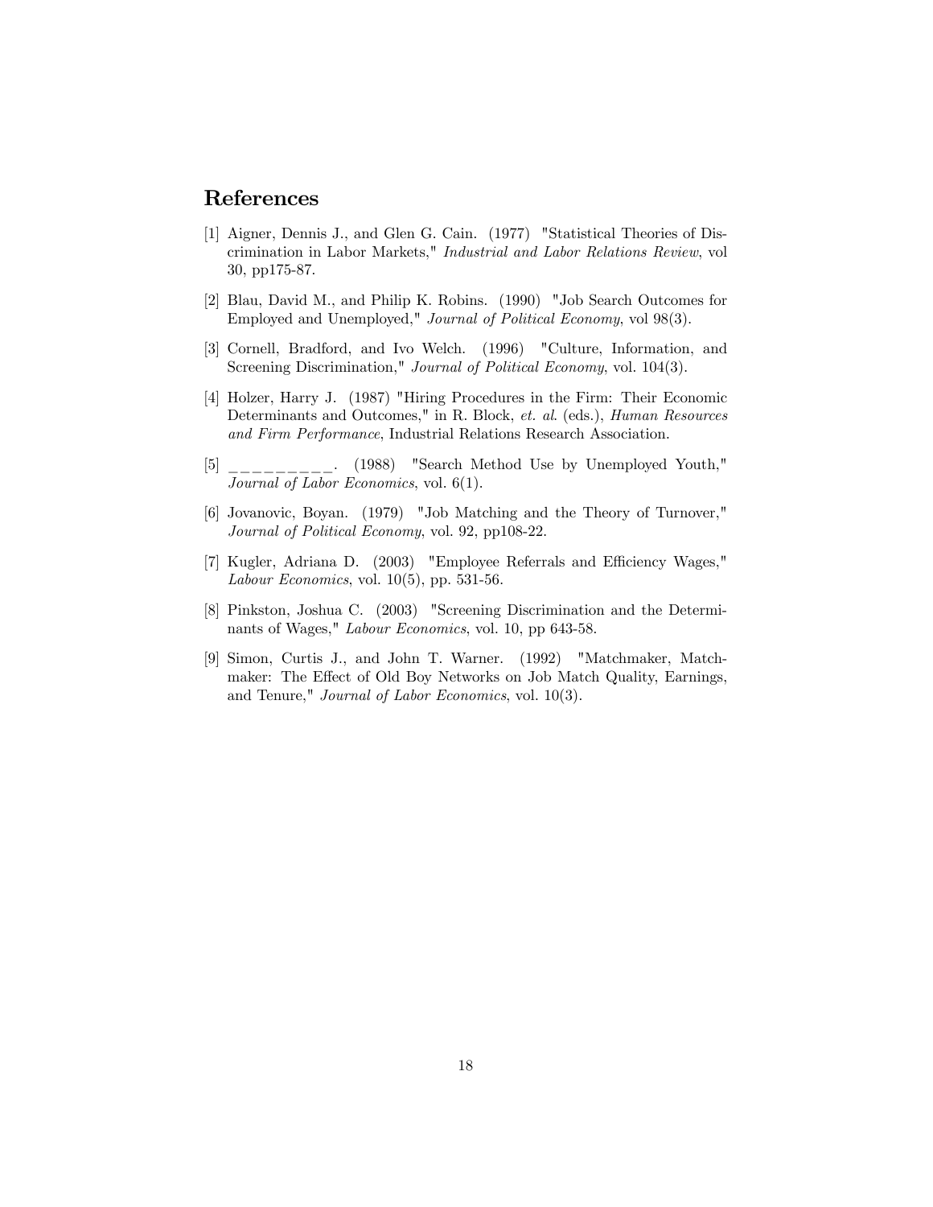## References

[1] Aigner, Dennis J., and Glen G. Cain. (1977) "Statistical Theories of Discrimination in Labor Markets," *Industrial and Labor Relations Review*, vol 30, pp175-87.

[2] Blau, David M., and Philip K. Robins. (1990) "Job Search Outcomes for Employed and Unemployed," *Journal of Political Economy*, vol 98(3).

[3] Cornell, Bradford, and Ivo Welch. (1996) "Culture, Information, and Screening Discrimination," *Journal of Political Economy*, vol. 104(3).

[4] Holzer, Harry J. (1987) "Hiring Procedures in the Firm: Their Economic Determinants and Outcomes," in R. Block, *et. al*. (eds.), *Human Resources and Firm Performance*, Industrial Relations Research Association.

[5] _________. (1988) "Search Method Use by Unemployed Youth," *Journal of Labor Economics*, vol. 6(1).

[6] Jovanovic, Boyan. (1979) "Job Matching and the Theory of Turnover," *Journal of Political Economy*, vol. 92, pp108-22.

[7] Kugler, Adriana D. (2003) "Employee Referrals and Efficiency Wages," *Labour Economics*, vol. 10(5), pp. 531-56.

[8] Pinkston, Joshua C. (2003) "Screening Discrimination and the Determinants of Wages," *Labour Economics*, vol. 10, pp 643-58.

[9] Simon, Curtis J., and John T. Warner. (1992) "Matchmaker, Matchmaker: The Effect of Old Boy Networks on Job Match Quality, Earnings, and Tenure," *Journal of Labor Economics*, vol. 10(3).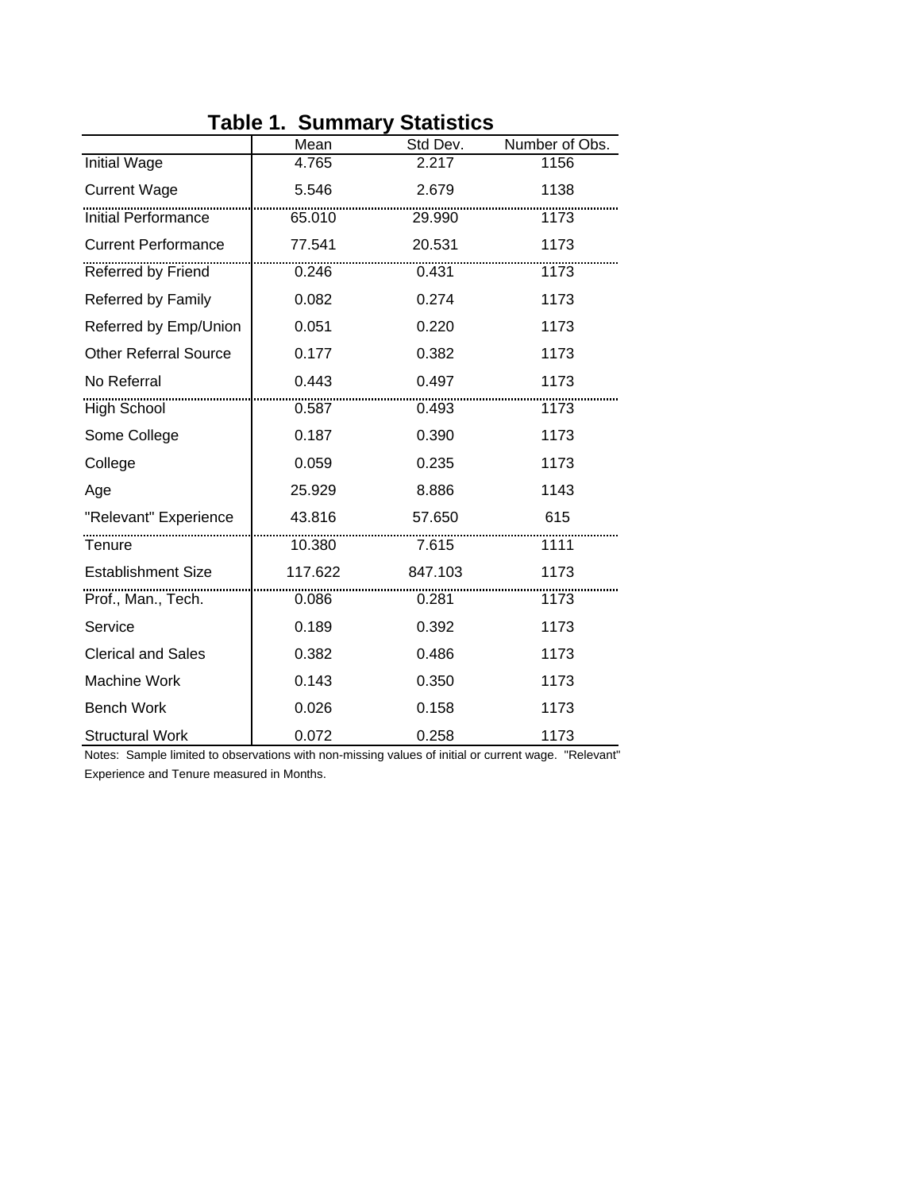## Table 1. Summary Statistics

| | Mean | Std Dev. | Number of Obs. |
|---|---|---|---|
| Initial Wage | 4.765 | 2.217 | 1156 |
| Current Wage | 5.546 | 2.679 | 1138 |
| Initial Performance | 65.010 | 29.990 | 1173 |
| Current Performance | 77.541 | 20.531 | 1173 |
| Referred by Friend | 0.246 | 0.431 | 1173 |
| Referred by Family | 0.082 | 0.274 | 1173 |
| Referred by Emp/Union | 0.051 | 0.220 | 1173 |
| Other Referral Source | 0.177 | 0.382 | 1173 |
| No Referral | 0.443 | 0.497 | 1173 |
| High School | 0.587 | 0.493 | 1173 |
| Some College | 0.187 | 0.390 | 1173 |
| College | 0.059 | 0.235 | 1173 |
| Age | 25.929 | 8.886 | 1143 |
| "Relevant" Experience | 43.816 | 57.650 | 615 |
| Tenure | 10.380 | 7.615 | 1111 |
| Establishment Size | 117.622 | 847.103 | 1173 |
| Prof., Man., Tech. | 0.086 | 0.281 | 1173 |
| Service | 0.189 | 0.392 | 1173 |
| Clerical and Sales | 0.382 | 0.486 | 1173 |
| Machine Work | 0.143 | 0.350 | 1173 |
| Bench Work | 0.026 | 0.158 | 1173 |
| Structural Work | 0.072 | 0.258 | 1173 |

Notes: Sample limited to observations with non-missing values of initial or current wage. "Relevant" Experience and Tenure measured in Months.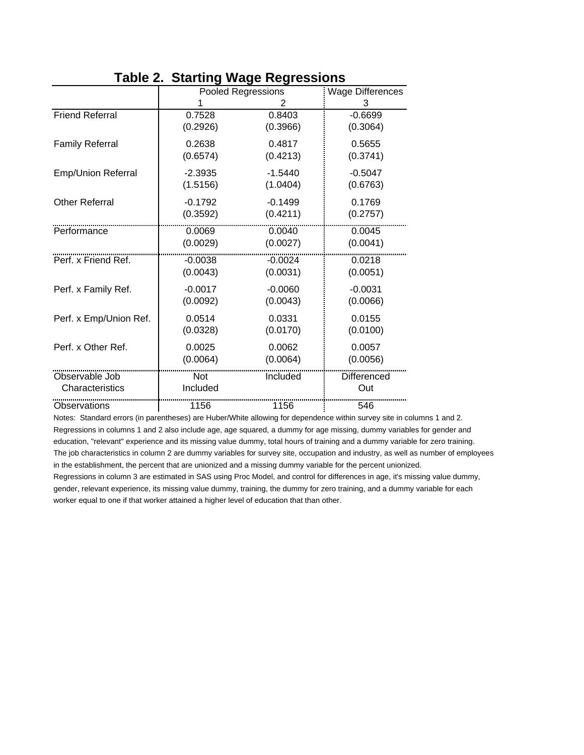# Table 2. Starting Wage Regressions

| | Pooled Regressions | | Wage Differences |
|---|---|---|---|
| | 1 | 2 | 3 |
| Friend Referral | 0.7528 | 0.8403 | -0.6699 |
| | (0.2926) | (0.3966) | (0.3064) |
| Family Referral | 0.2638 | 0.4817 | 0.5655 |
| | (0.6574) | (0.4213) | (0.3741) |
| Emp/Union Referral | -2.3935 | -1.5440 | -0.5047 |
| | (1.5156) | (1.0404) | (0.6763) |
| Other Referral | -0.1792 | -0.1499 | 0.1769 |
| | (0.3592) | (0.4211) | (0.2757) |
| Performance | 0.0069 | 0.0040 | 0.0045 |
| | (0.0029) | (0.0027) | (0.0041) |
| Perf. x Friend Ref. | -0.0038 | -0.0024 | 0.0218 |
| | (0.0043) | (0.0031) | (0.0051) |
| Perf. x Family Ref. | -0.0017 | -0.0060 | -0.0031 |
| | (0.0092) | (0.0043) | (0.0066) |
| Perf. x Emp/Union Ref. | 0.0514 | 0.0331 | 0.0155 |
| | (0.0328) | (0.0170) | (0.0100) |
| Perf. x Other Ref. | 0.0025 | 0.0062 | 0.0057 |
| | (0.0064) | (0.0064) | (0.0056) |
| Observable Job Characteristics | Not Included | Included | Differenced Out |
| Observations | 1156 | 1156 | 546 |

Notes: Standard errors (in parentheses) are Huber/White allowing for dependence within survey site in columns 1 and 2. Regressions in columns 1 and 2 also include age, age squared, a dummy for age missing, dummy variables for gender and education, "relevant" experience and its missing value dummy, total hours of training and a dummy variable for zero training. The job characteristics in column 2 are dummy variables for survey site, occupation and industry, as well as number of employees in the establishment, the percent that are unionized and a missing dummy variable for the percent unionized. Regressions in column 3 are estimated in SAS using Proc Model, and control for differences in age, it's missing value dummy, gender, relevant experience, its missing value dummy, training, the dummy for zero training, and a dummy variable for each worker equal to one if that worker attained a higher level of education that than other.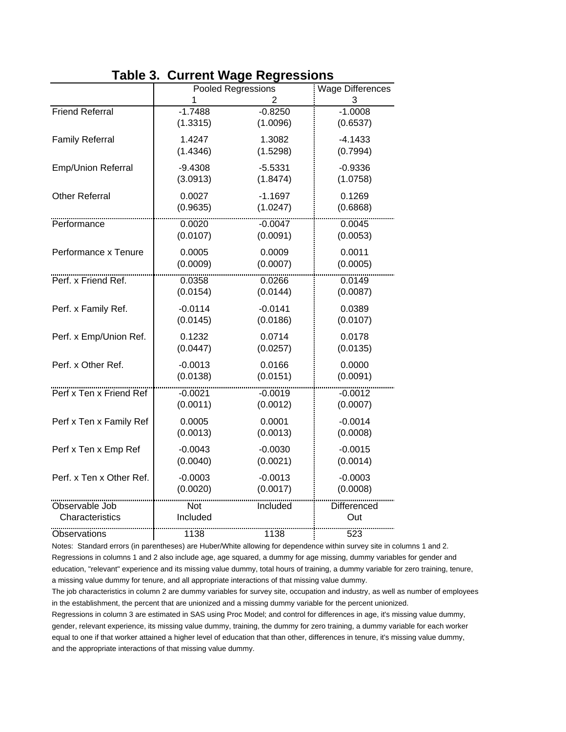## Table 3. Current Wage Regressions

| | Pooled Regressions | | Wage Differences |
|---|---|---|---|
| | 1 | 2 | 3 |
| Friend Referral | -1.7488 | -0.8250 | -1.0008 |
| | (1.3315) | (1.0096) | (0.6537) |
| Family Referral | 1.4247 | 1.3082 | -4.1433 |
| | (1.4346) | (1.5298) | (0.7994) |
| Emp/Union Referral | -9.4308 | -5.5331 | -0.9336 |
| | (3.0913) | (1.8474) | (1.0758) |
| Other Referral | 0.0027 | -1.1697 | 0.1269 |
| | (0.9635) | (1.0247) | (0.6868) |
| Performance | 0.0020 | -0.0047 | 0.0045 |
| | (0.0107) | (0.0091) | (0.0053) |
| Performance x Tenure | 0.0005 | 0.0009 | 0.0011 |
| | (0.0009) | (0.0007) | (0.0005) |
| Perf. x Friend Ref. | 0.0358 | 0.0266 | 0.0149 |
| | (0.0154) | (0.0144) | (0.0087) |
| Perf. x Family Ref. | -0.0114 | -0.0141 | 0.0389 |
| | (0.0145) | (0.0186) | (0.0107) |
| Perf. x Emp/Union Ref. | 0.1232 | 0.0714 | 0.0178 |
| | (0.0447) | (0.0257) | (0.0135) |
| Perf. x Other Ref. | -0.0013 | 0.0166 | 0.0000 |
| | (0.0138) | (0.0151) | (0.0091) |
| Perf x Ten x Friend Ref | -0.0021 | -0.0019 | -0.0012 |
| | (0.0011) | (0.0012) | (0.0007) |
| Perf x Ten x Family Ref | 0.0005 | 0.0001 | -0.0014 |
| | (0.0013) | (0.0013) | (0.0008) |
| Perf x Ten x Emp Ref | -0.0043 | -0.0030 | -0.0015 |
| | (0.0040) | (0.0021) | (0.0014) |
| Perf. x Ten x Other Ref. | -0.0003 | -0.0013 | -0.0003 |
| | (0.0020) | (0.0017) | (0.0008) |
| Observable Job Characteristics | Not Included | Included | Differenced Out |
| Observations | 1138 | 1138 | 523 |

Notes: Standard errors (in parentheses) are Huber/White allowing for dependence within survey site in columns 1 and 2. Regressions in columns 1 and 2 also include age, age squared, a dummy for age missing, dummy variables for gender and education, "relevant" experience and its missing value dummy, total hours of training, a dummy variable for zero training, tenure, a missing value dummy for tenure, and all appropriate interactions of that missing value dummy.

The job characteristics in column 2 are dummy variables for survey site, occupation and industry, as well as number of employees in the establishment, the percent that are unionized and a missing dummy variable for the percent unionized.

Regressions in column 3 are estimated in SAS using Proc Model; and control for differences in age, it's missing value dummy, gender, relevant experience, its missing value dummy, training, the dummy for zero training, a dummy variable for each worker equal to one if that worker attained a higher level of education that than other, differences in tenure, it's missing value dummy, and the appropriate interactions of that missing value dummy.